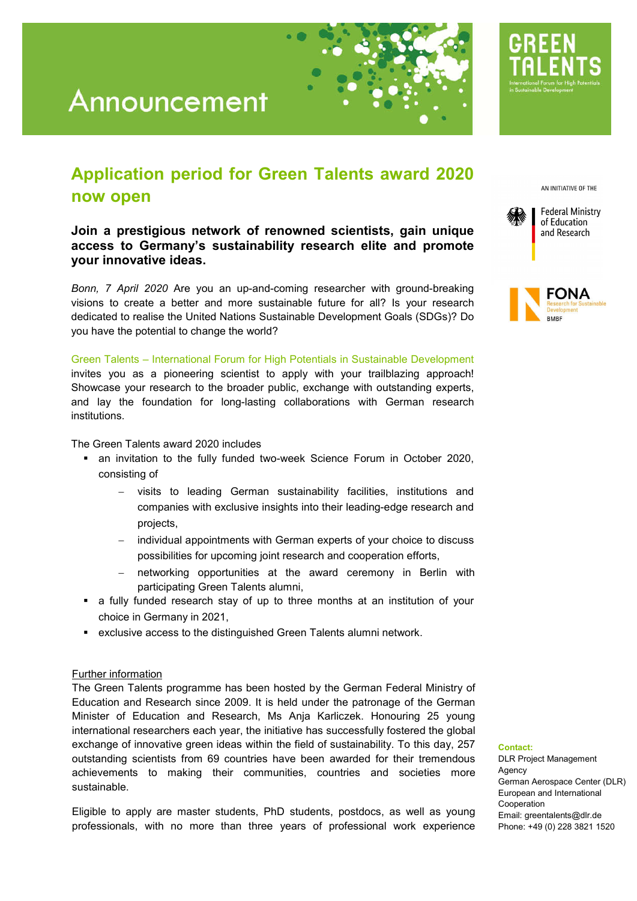# Announcement

GREEN TALENTS
International Forum for High Potentials in Sustainable Development

AN INITIATIVE OF THE

Federal Ministry of Education and Research

FONA
Research for Sustainable Development
BMBF

## Application period for Green Talents award 2020 now open

### Join a prestigious network of renowned scientists, gain unique access to Germany's sustainability research elite and promote your innovative ideas.

*Bonn, 7 April 2020* Are you an up-and-coming researcher with ground-breaking visions to create a better and more sustainable future for all? Is your research dedicated to realise the United Nations Sustainable Development Goals (SDGs)? Do you have the potential to change the world?

Green Talents – International Forum for High Potentials in Sustainable Development invites you as a pioneering scientist to apply with your trailblazing approach! Showcase your research to the broader public, exchange with outstanding experts, and lay the foundation for long-lasting collaborations with German research institutions.

The Green Talents award 2020 includes

- an invitation to the fully funded two-week Science Forum in October 2020, consisting of
  - visits to leading German sustainability facilities, institutions and companies with exclusive insights into their leading-edge research and projects,
  - individual appointments with German experts of your choice to discuss possibilities for upcoming joint research and cooperation efforts,
  - networking opportunities at the award ceremony in Berlin with participating Green Talents alumni,
- a fully funded research stay of up to three months at an institution of your choice in Germany in 2021,
- exclusive access to the distinguished Green Talents alumni network.

Further information

The Green Talents programme has been hosted by the German Federal Ministry of Education and Research since 2009. It is held under the patronage of the German Minister of Education and Research, Ms Anja Karliczek. Honouring 25 young international researchers each year, the initiative has successfully fostered the global exchange of innovative green ideas within the field of sustainability. To this day, 257 outstanding scientists from 69 countries have been awarded for their tremendous achievements to making their communities, countries and societies more sustainable.

Eligible to apply are master students, PhD students, postdocs, as well as young professionals, with no more than three years of professional work experience

**Contact:**
DLR Project Management Agency
German Aerospace Center (DLR)
European and International Cooperation
Email: greentalents@dlr.de
Phone: +49 (0) 228 3821 1520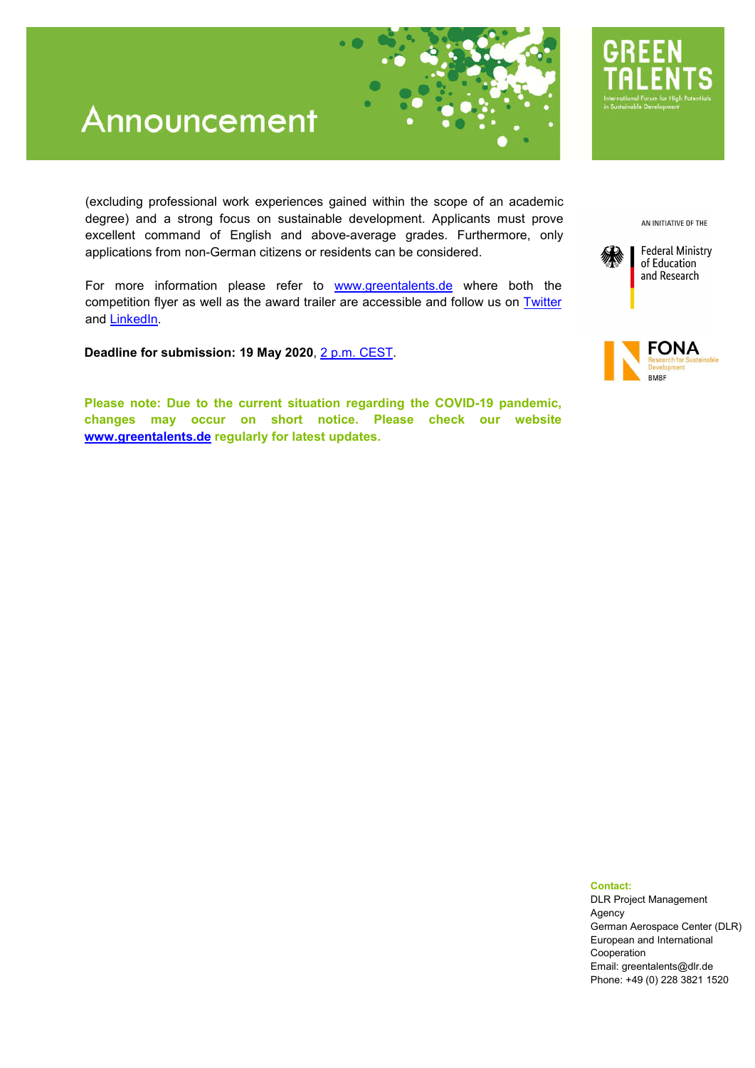# Announcement

(excluding professional work experiences gained within the scope of an academic degree) and a strong focus on sustainable development. Applicants must prove excellent command of English and above-average grades. Furthermore, only applications from non-German citizens or residents can be considered.

For more information please refer to www.greentalents.de where both the competition flyer as well as the award trailer are accessible and follow us on Twitter and LinkedIn.

**Deadline for submission: 19 May 2020**, 2 p.m. CEST.

**Please note: Due to the current situation regarding the COVID-19 pandemic, changes may occur on short notice. Please check our website www.greentalents.de regularly for latest updates.**

GREEN TALENTS
International Forum for High Potentials in Sustainable Development

AN INITIATIVE OF THE
Federal Ministry of Education and Research

FONA
Research for Sustainable Development
BMBF

**Contact:**
DLR Project Management Agency
German Aerospace Center (DLR)
European and International Cooperation
Email: greentalents@dlr.de
Phone: +49 (0) 228 3821 1520